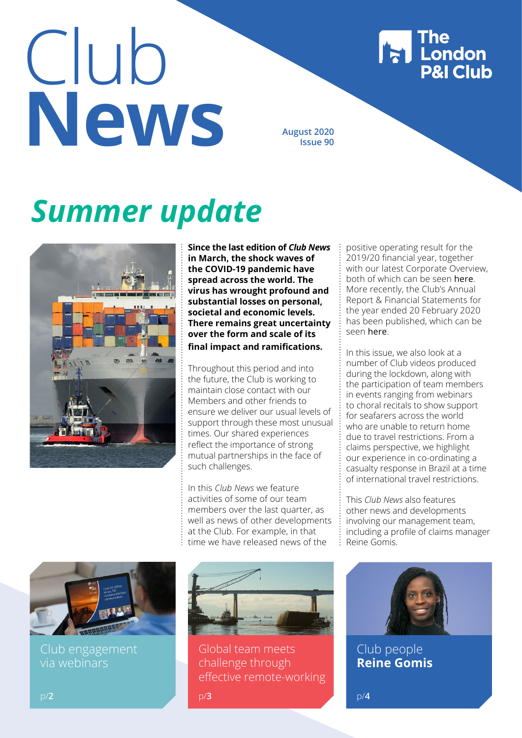# Club News

August 2020
Issue 90

The London P&I Club

## Summer update

**Since the last edition of *Club News* in March, the shock waves of the COVID-19 pandemic have spread across the world. The virus has wrought profound and substantial losses on personal, societal and economic levels. There remains great uncertainty over the form and scale of its final impact and ramifications.**

Throughout this period and into the future, the Club is working to maintain close contact with our Members and other friends to ensure we deliver our usual levels of support through these most unusual times. Our shared experiences reflect the importance of strong mutual partnerships in the face of such challenges.

In this *Club News* we feature activities of some of our team members over the last quarter, as well as news of other developments at the Club. For example, in that time we have released news of the positive operating result for the 2019/20 financial year, together with our latest Corporate Overview, both of which can be seen here. More recently, the Club's Annual Report & Financial Statements for the year ended 20 February 2020 has been published, which can be seen here.

In this issue, we also look at a number of Club videos produced during the lockdown, along with the participation of team members in events ranging from webinars to choral recitals to show support for seafarers across the world who are unable to return home due to travel restrictions. From a claims perspective, we highlight our experience in co-ordinating a casualty response in Brazil at a time of international travel restrictions.

This *Club News* also features other news and developments involving our management team, including a profile of claims manager Reine Gomis.

Club engagement via webinars — p/2

Global team meets challenge through effective remote-working — p/3

Club people **Reine Gomis** — p/4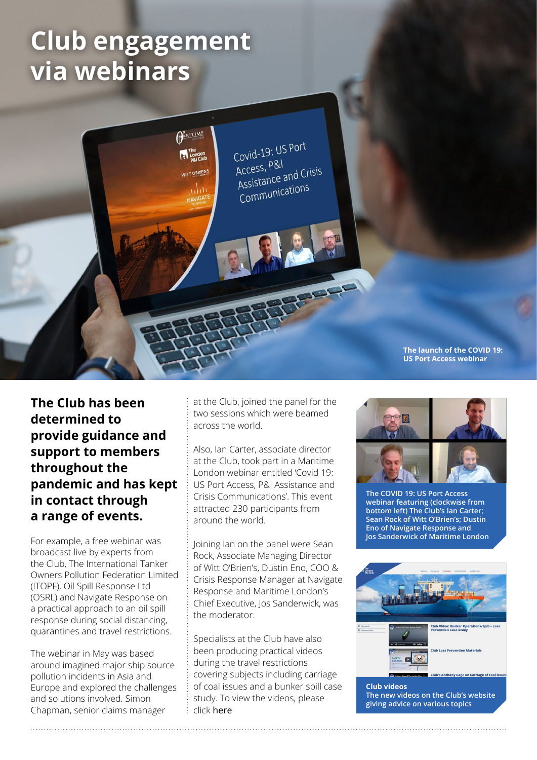# Club engagement via webinars

The launch of the COVID 19: US Port Access webinar

**The Club has been determined to provide guidance and support to members throughout the pandemic and has kept in contact through a range of events.**

For example, a free webinar was broadcast live by experts from the Club, The International Tanker Owners Pollution Federation Limited (ITOPF), Oil Spill Response Ltd (OSRL) and Navigate Response on a practical approach to an oil spill response during social distancing, quarantines and travel restrictions.

The webinar in May was based around imagined major ship source pollution incidents in Asia and Europe and explored the challenges and solutions involved. Simon Chapman, senior claims manager at the Club, joined the panel for the two sessions which were beamed across the world.

Also, Ian Carter, associate director at the Club, took part in a Maritime London webinar entitled 'Covid 19: US Port Access, P&I Assistance and Crisis Communications'. This event attracted 230 participants from around the world.

Joining Ian on the panel were Sean Rock, Associate Managing Director of Witt O'Brien's, Dustin Eno, COO & Crisis Response Manager at Navigate Response and Maritime London's Chief Executive, Jos Sanderwick, was the moderator.

Specialists at the Club have also been producing practical videos during the travel restrictions covering subjects including carriage of coal issues and a bunker spill case study. To view the videos, please click here

**The COVID 19: US Port Access webinar featuring (clockwise from bottom left) The Club's Ian Carter; Sean Rock of Witt O'Brien's; Dustin Eno of Navigate Response and Jos Sanderwick of Maritime London**

**Club videos**
**The new videos on the Club's website giving advice on various topics**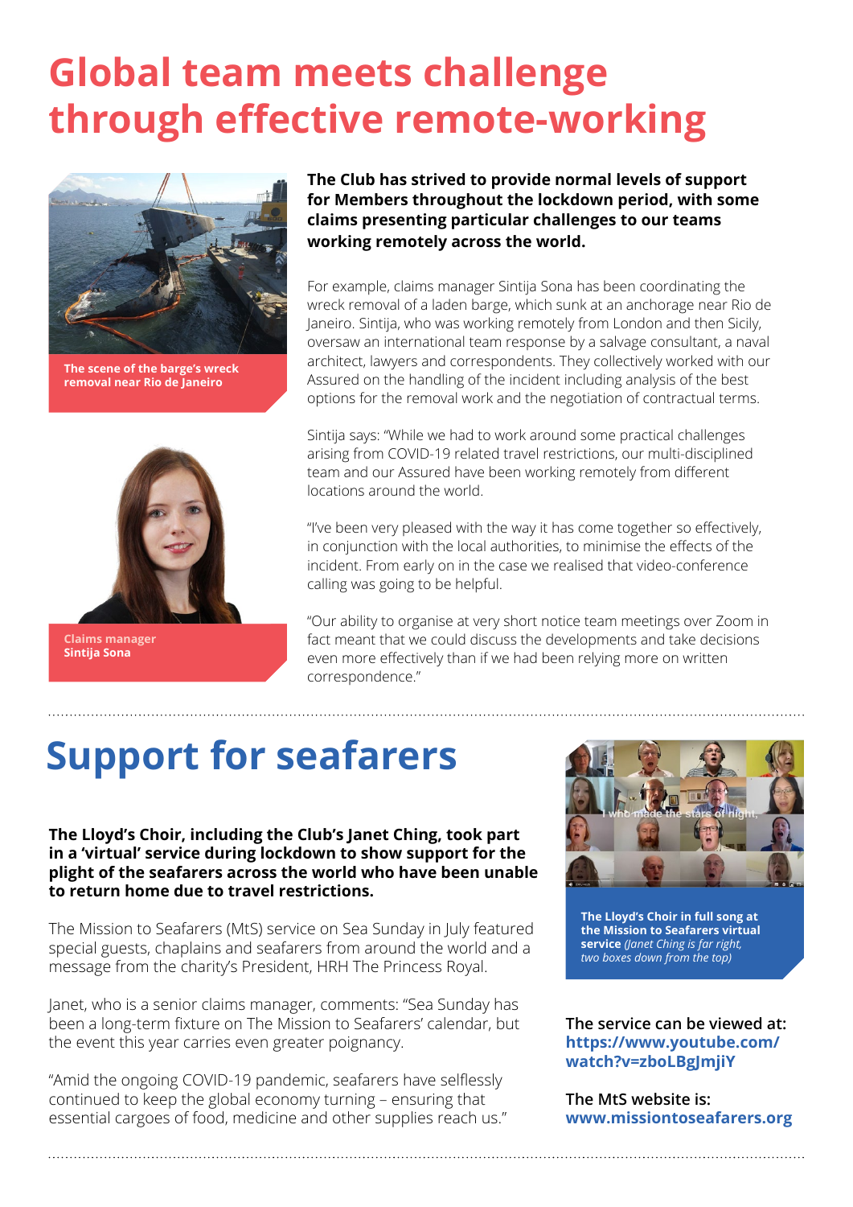# Global team meets challenge through effective remote-working

The scene of the barge's wreck removal near Rio de Janeiro

Claims manager Sintija Sona

**The Club has strived to provide normal levels of support for Members throughout the lockdown period, with some claims presenting particular challenges to our teams working remotely across the world.**

For example, claims manager Sintija Sona has been coordinating the wreck removal of a laden barge, which sunk at an anchorage near Rio de Janeiro. Sintija, who was working remotely from London and then Sicily, oversaw an international team response by a salvage consultant, a naval architect, lawyers and correspondents. They collectively worked with our Assured on the handling of the incident including analysis of the best options for the removal work and the negotiation of contractual terms.

Sintija says: "While we had to work around some practical challenges arising from COVID-19 related travel restrictions, our multi-disciplined team and our Assured have been working remotely from different locations around the world.

"I've been very pleased with the way it has come together so effectively, in conjunction with the local authorities, to minimise the effects of the incident. From early on in the case we realised that video-conference calling was going to be helpful.

"Our ability to organise at very short notice team meetings over Zoom in fact meant that we could discuss the developments and take decisions even more effectively than if we had been relying more on written correspondence."

# Support for seafarers

**The Lloyd's Choir, including the Club's Janet Ching, took part in a 'virtual' service during lockdown to show support for the plight of the seafarers across the world who have been unable to return home due to travel restrictions.**

The Mission to Seafarers (MtS) service on Sea Sunday in July featured special guests, chaplains and seafarers from around the world and a message from the charity's President, HRH The Princess Royal.

Janet, who is a senior claims manager, comments: "Sea Sunday has been a long-term fixture on The Mission to Seafarers' calendar, but the event this year carries even greater poignancy.

"Amid the ongoing COVID-19 pandemic, seafarers have selflessly continued to keep the global economy turning – ensuring that essential cargoes of food, medicine and other supplies reach us."

**The Lloyd's Choir in full song at the Mission to Seafarers virtual service** *(Janet Ching is far right, two boxes down from the top)*

**The service can be viewed at:**
**https://www.youtube.com/watch?v=zboLBgJmjiY**

**The MtS website is:**
**www.missiontoseafarers.org**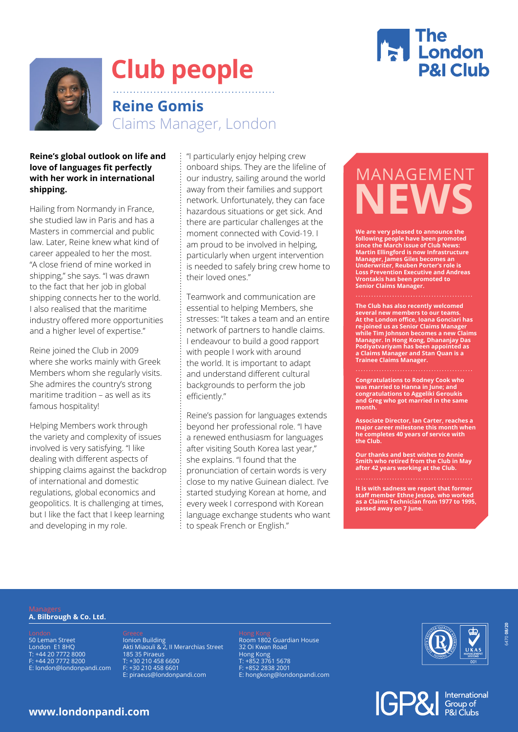# Club people

## Reine Gomis

Claims Manager, London

**Reine's global outlook on life and love of languages fit perfectly with her work in international shipping.**

Hailing from Normandy in France, she studied law in Paris and has a Masters in commercial and public law. Later, Reine knew what kind of career appealed to her the most. "A close friend of mine worked in shipping," she says. "I was drawn to the fact that her job in global shipping connects her to the world. I also realised that the maritime industry offered more opportunities and a higher level of expertise."

Reine joined the Club in 2009 where she works mainly with Greek Members whom she regularly visits. She admires the country's strong maritime tradition – as well as its famous hospitality!

Helping Members work through the variety and complexity of issues involved is very satisfying. "I like dealing with different aspects of shipping claims against the backdrop of international and domestic regulations, global economics and geopolitics. It is challenging at times, but I like the fact that I keep learning and developing in my role.

"I particularly enjoy helping crew onboard ships. They are the lifeline of our industry, sailing around the world away from their families and support network. Unfortunately, they can face hazardous situations or get sick. And there are particular challenges at the moment connected with Covid-19. I am proud to be involved in helping, particularly when urgent intervention is needed to safely bring crew home to their loved ones."

Teamwork and communication are essential to helping Members, she stresses: "It takes a team and an entire network of partners to handle claims. I endeavour to build a good rapport with people I work with around the world. It is important to adapt and understand different cultural backgrounds to perform the job efficiently."

Reine's passion for languages extends beyond her professional role. "I have a renewed enthusiasm for languages after visiting South Korea last year," she explains. "I found that the pronunciation of certain words is very close to my native Guinean dialect. I've started studying Korean at home, and every week I correspond with Korean language exchange students who want to speak French or English."

## MANAGEMENT NEWS

**We are very pleased to announce the following people have been promoted since the March issue of Club News: Martin Ellingford is now Infrastructure Manager, James Giles becomes an Underwriter, Reuben Porter's role is Loss Prevention Executive and Andreas Vrontakis has been promoted to Senior Claims Manager.**

**The Club has also recently welcomed several new members to our teams. At the London office, Ioana Gonciari has re-joined us as Senior Claims Manager while Tim Johnson becomes a new Claims Manager. In Hong Kong, Dhananjay Das Podiyatvariyam has been appointed as a Claims Manager and Stan Quan is a Trainee Claims Manager.**

**Congratulations to Rodney Cook who was married to Hanna in June; and congratulations to Aggeliki Geroukis and Greg who got married in the same month.**

**Associate Director, Ian Carter, reaches a major career milestone this month when he completes 40 years of service with the Club.**

**Our thanks and best wishes to Annie Smith who retired from the Club in May after 42 years working at the Club.**

**It is with sadness we report that former staff member Ethne Jessop, who worked as a Claims Technician from 1977 to 1995, passed away on 7 June.**

---

Managers
**A. Bilbrough & Co. Ltd.**

London
50 Leman Street
London E1 8HQ
T: +44 20 7772 8000
F: +44 20 7772 8200
E: london@londonpandi.com

Greece
Ionion Building
Akti Miaouli & 2, II Merarchias Street
185 35 Piraeus
T: +30 210 458 6600
F: +30 210 458 6601
E: piraeus@londonpandi.com

Hong Kong
Room 1802 Guardian House
32 Oi Kwan Road
Hong Kong
T: +852 3761 5678
F: +852 2838 2001
E: hongkong@londonpandi.com

**www.londonpandi.com**

6470 **08/20**